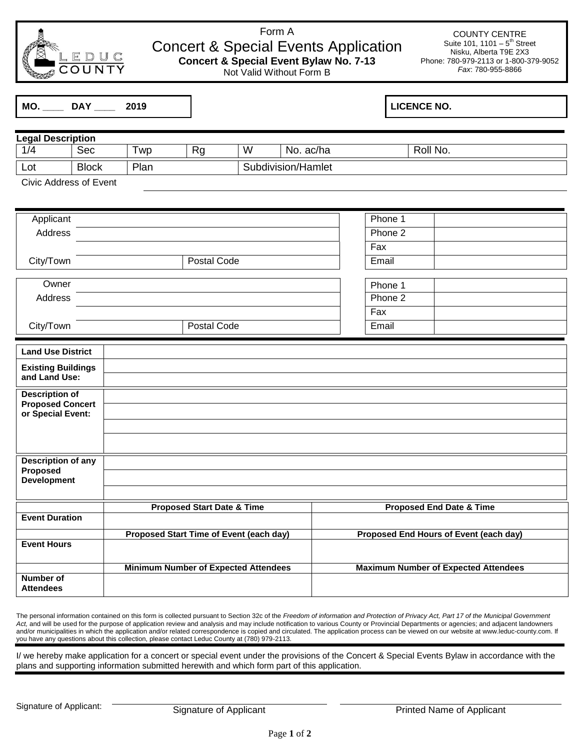# Form A
## Concert & Special Events Application

**Concert & Special Event Bylaw No. 7-13**

Not Valid Without Form B

COUNTY CENTRE
Suite 101, 1101 – 5th Street
Nisku, Alberta T9E 2X3
Phone: 780-979-2113 or 1-800-379-9052
*Fax*: 780-955-8866

**MO. ____ DAY ____ 2019**

**LICENCE NO.**

**Legal Description**

| 1/4 | Sec | Twp | Rg | W | No. ac/ha | Roll No. |
|---|---|---|---|---|---|---|
| Lot | Block | Plan | | Subdivision/Hamlet | | |

Civic Address of Event ______________________________

| | | | |
|---|---|---|---|
| Applicant | | Phone 1 | |
| Address | | Phone 2 | |
| | | Fax | |
| City/Town | Postal Code | Email | |

| | | | |
|---|---|---|---|
| Owner | | Phone 1 | |
| Address | | Phone 2 | |
| | | Fax | |
| City/Town | Postal Code | Email | |

| | |
|---|---|
| **Land Use District** | |
| **Existing Buildings and Land Use:** | |
| **Description of Proposed Concert or Special Event:** | |
| **Description of any Proposed Development** | |

| | **Proposed Start Date & Time** | **Proposed End Date & Time** |
|---|---|---|
| **Event Duration** | | |
| | **Proposed Start Time of Event (each day)** | **Proposed End Hours of Event (each day)** |
| **Event Hours** | | |
| | **Minimum Number of Expected Attendees** | **Maximum Number of Expected Attendees** |
| **Number of Attendees** | | |

The personal information contained on this form is collected pursuant to Section 32c of the *Freedom of information and Protection of Privacy Act, Part 17 of the Municipal Government Act,* and will be used for the purpose of application review and analysis and may include notification to various County or Provincial Departments or agencies; and adjacent landowners and/or municipalities in which the application and/or related correspondence is copied and circulated. The application process can be viewed on our website at www.leduc-county.com. If you have any questions about this collection, please contact Leduc County at (780) 979-2113.

I/ we hereby make application for a concert or special event under the provisions of the Concert & Special Events Bylaw in accordance with the plans and supporting information submitted herewith and which form part of this application.

Signature of Applicant: ______________________________ ______________________________

Signature of Applicant          Printed Name of Applicant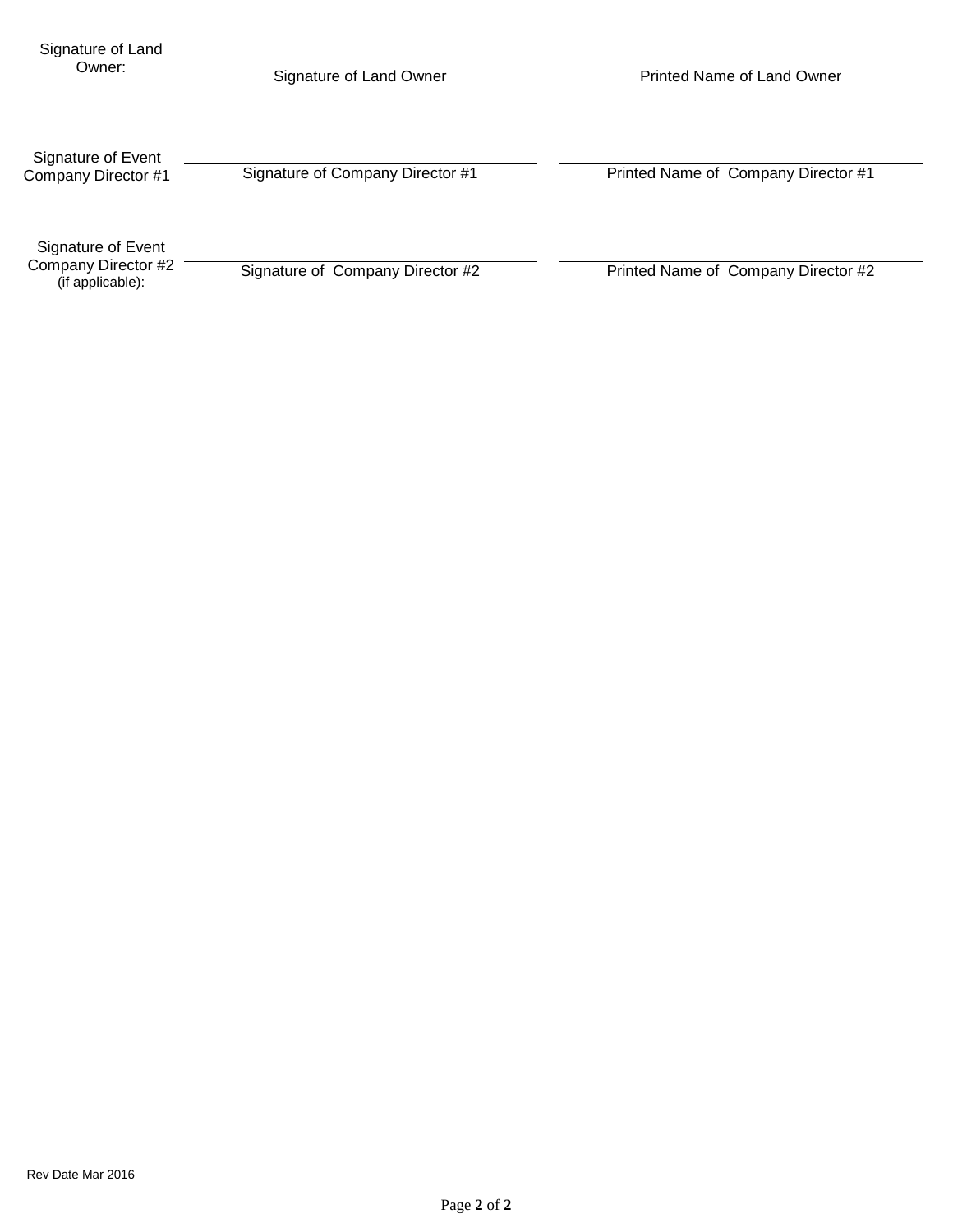| | | |
|---|---|---|
| Signature of Land Owner: | Signature of Land Owner | Printed Name of Land Owner |
| Signature of Event Company Director #1 | Signature of Company Director #1 | Printed Name of Company Director #1 |
| Signature of Event Company Director #2 (if applicable): | Signature of Company Director #2 | Printed Name of Company Director #2 |

Rev Date Mar 2016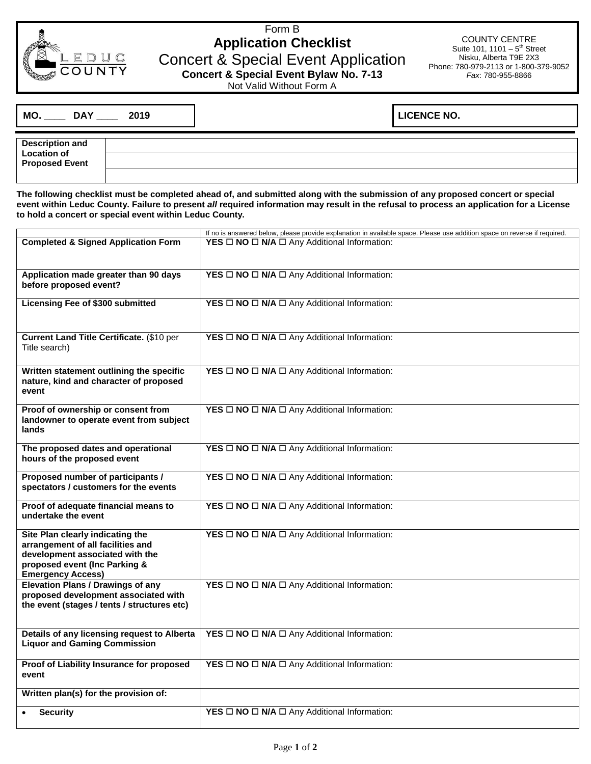Form B

# Application Checklist

## Concert & Special Event Application

**Concert & Special Event Bylaw No. 7-13**

Not Valid Without Form A

COUNTY CENTRE
Suite 101, 1101 – 5th Street
Nisku, Alberta T9E 2X3
Phone: 780-979-2113 or 1-800-379-9052
*Fax*: 780-955-8866

| **MO. ____ DAY ____ 2019** | **LICENCE NO.** |
|---|---|

| **Description and Location of Proposed Event** | |
|---|---|
| | |
| | |

**The following checklist must be completed ahead of, and submitted along with the submission of any proposed concert or special event within Leduc County. Failure to present *all* required information may result in the refusal to process an application for a License to hold a concert or special event within Leduc County.**

| | If no is answered below, please provide explanation in available space. Please use addition space on reverse if required. |
|---|---|
| **Completed & Signed Application Form** | **YES** ☐ **NO** ☐ **N/A** ☐ Any Additional Information: |
| **Application made greater than 90 days before proposed event?** | **YES** ☐ **NO** ☐ **N/A** ☐ Any Additional Information: |
| **Licensing Fee of $300 submitted** | **YES** ☐ **NO** ☐ **N/A** ☐ Any Additional Information: |
| **Current Land Title Certificate.** ($10 per Title search) | **YES** ☐ **NO** ☐ **N/A** ☐ Any Additional Information: |
| **Written statement outlining the specific nature, kind and character of proposed event** | **YES** ☐ **NO** ☐ **N/A** ☐ Any Additional Information: |
| **Proof of ownership or consent from landowner to operate event from subject lands** | **YES** ☐ **NO** ☐ **N/A** ☐ Any Additional Information: |
| **The proposed dates and operational hours of the proposed event** | **YES** ☐ **NO** ☐ **N/A** ☐ Any Additional Information: |
| **Proposed number of participants / spectators / customers for the events** | **YES** ☐ **NO** ☐ **N/A** ☐ Any Additional Information: |
| **Proof of adequate financial means to undertake the event** | **YES** ☐ **NO** ☐ **N/A** ☐ Any Additional Information: |
| **Site Plan clearly indicating the arrangement of all facilities and development associated with the proposed event (Inc Parking & Emergency Access)** | **YES** ☐ **NO** ☐ **N/A** ☐ Any Additional Information: |
| **Elevation Plans / Drawings of any proposed development associated with the event (stages / tents / structures etc)** | **YES** ☐ **NO** ☐ **N/A** ☐ Any Additional Information: |
| **Details of any licensing request to Alberta Liquor and Gaming Commission** | **YES** ☐ **NO** ☐ **N/A** ☐ Any Additional Information: |
| **Proof of Liability Insurance for proposed event** | **YES** ☐ **NO** ☐ **N/A** ☐ Any Additional Information: |
| **Written plan(s) for the provision of:** | |
| • **Security** | **YES** ☐ **NO** ☐ **N/A** ☐ Any Additional Information: |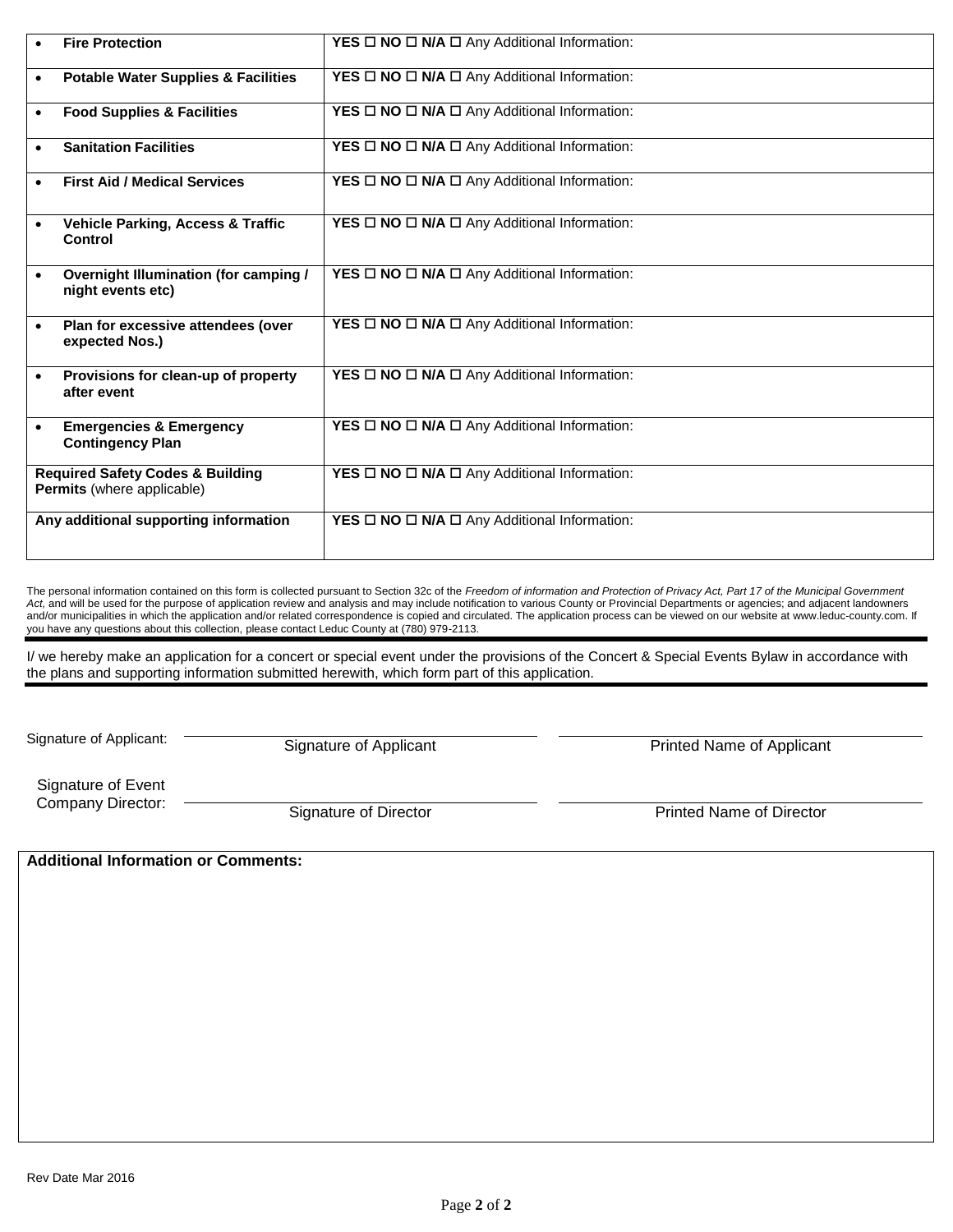| | |
|---|---|
| • **Fire Protection** | **YES** ☐ **NO** ☐ **N/A** ☐ Any Additional Information: |
| • **Potable Water Supplies & Facilities** | **YES** ☐ **NO** ☐ **N/A** ☐ Any Additional Information: |
| • **Food Supplies & Facilities** | **YES** ☐ **NO** ☐ **N/A** ☐ Any Additional Information: |
| • **Sanitation Facilities** | **YES** ☐ **NO** ☐ **N/A** ☐ Any Additional Information: |
| • **First Aid / Medical Services** | **YES** ☐ **NO** ☐ **N/A** ☐ Any Additional Information: |
| • **Vehicle Parking, Access & Traffic Control** | **YES** ☐ **NO** ☐ **N/A** ☐ Any Additional Information: |
| • **Overnight Illumination (for camping / night events etc)** | **YES** ☐ **NO** ☐ **N/A** ☐ Any Additional Information: |
| • **Plan for excessive attendees (over expected Nos.)** | **YES** ☐ **NO** ☐ **N/A** ☐ Any Additional Information: |
| • **Provisions for clean-up of property after event** | **YES** ☐ **NO** ☐ **N/A** ☐ Any Additional Information: |
| • **Emergencies & Emergency Contingency Plan** | **YES** ☐ **NO** ☐ **N/A** ☐ Any Additional Information: |
| **Required Safety Codes & Building Permits** (where applicable) | **YES** ☐ **NO** ☐ **N/A** ☐ Any Additional Information: |
| **Any additional supporting information** | **YES** ☐ **NO** ☐ **N/A** ☐ Any Additional Information: |

The personal information contained on this form is collected pursuant to Section 32c of the *Freedom of information and Protection of Privacy Act, Part 17 of the Municipal Government Act,* and will be used for the purpose of application review and analysis and may include notification to various County or Provincial Departments or agencies; and adjacent landowners and/or municipalities in which the application and/or related correspondence is copied and circulated. The application process can be viewed on our website at www.leduc-county.com. If you have any questions about this collection, please contact Leduc County at (780) 979-2113.

I/ we hereby make an application for a concert or special event under the provisions of the Concert & Special Events Bylaw in accordance with the plans and supporting information submitted herewith, which form part of this application.

Signature of Applicant: ______________________ ______________________

Signature of Applicant Printed Name of Applicant

Signature of Event Company Director: ______________________ ______________________

Signature of Director Printed Name of Director

**Additional Information or Comments:**

Rev Date Mar 2016